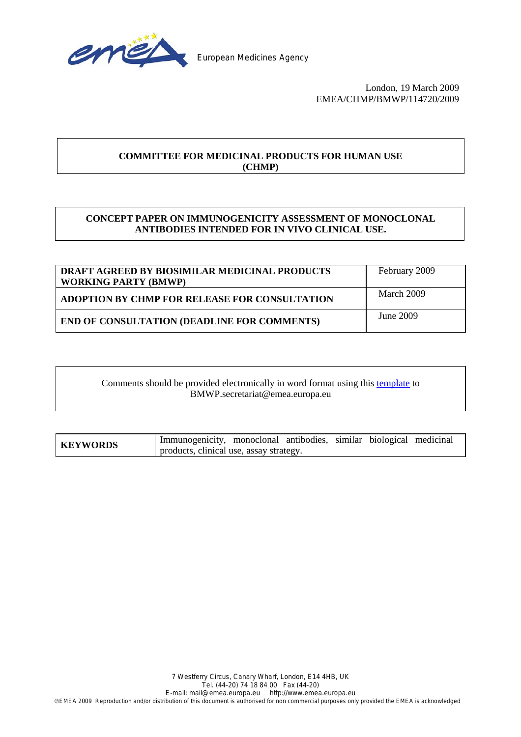European Medicines Agency

London, 19 March 2009
EMEA/CHMP/BMWP/114720/2009

**COMMITTEE FOR MEDICINAL PRODUCTS FOR HUMAN USE (CHMP)**

**CONCEPT PAPER ON IMMUNOGENICITY ASSESSMENT OF MONOCLONAL ANTIBODIES INTENDED FOR IN VIVO CLINICAL USE.**

| | |
|---|---|
| **DRAFT AGREED BY BIOSIMILAR MEDICINAL PRODUCTS WORKING PARTY (BMWP)** | February 2009 |
| **ADOPTION BY CHMP FOR RELEASE FOR CONSULTATION** | March 2009 |
| **END OF CONSULTATION (DEADLINE FOR COMMENTS)** | June 2009 |

Comments should be provided electronically in word format using this template to BMWP.secretariat@emea.europa.eu

| | |
|---|---|
| **KEYWORDS** | Immunogenicity, monoclonal antibodies, similar biological medicinal products, clinical use, assay strategy. |

7 Westferry Circus, Canary Wharf, London, E14 4HB, UK
Tel. (44-20) 74 18 84 00 Fax (44-20)
E-mail: mail@emea.europa.eu http://www.emea.europa.eu
©EMEA 2009 Reproduction and/or distribution of this document is authorised for non commercial purposes only provided the EMEA is acknowledged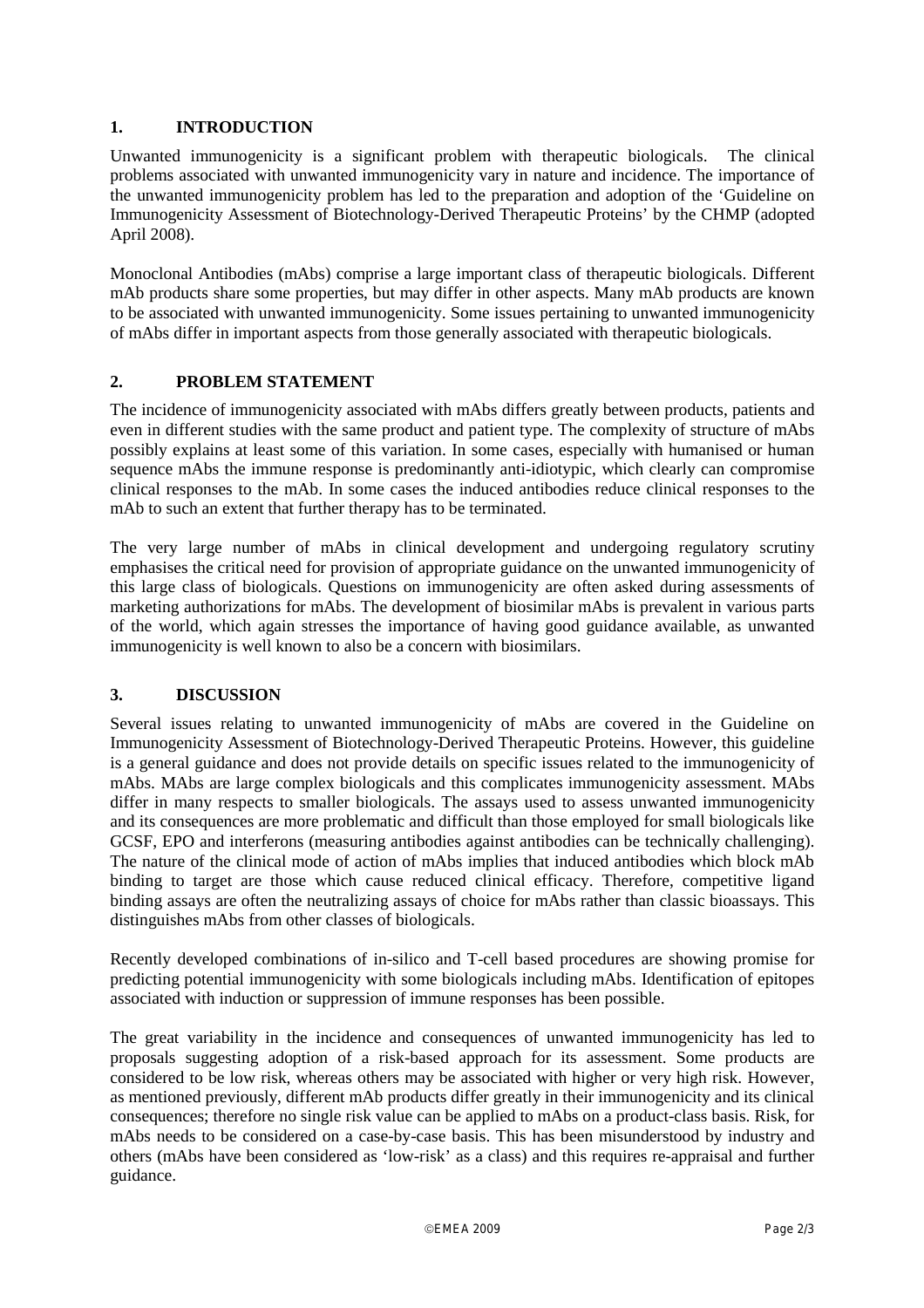## 1. INTRODUCTION

Unwanted immunogenicity is a significant problem with therapeutic biologicals. The clinical problems associated with unwanted immunogenicity vary in nature and incidence. The importance of the unwanted immunogenicity problem has led to the preparation and adoption of the 'Guideline on Immunogenicity Assessment of Biotechnology-Derived Therapeutic Proteins' by the CHMP (adopted April 2008).

Monoclonal Antibodies (mAbs) comprise a large important class of therapeutic biologicals. Different mAb products share some properties, but may differ in other aspects. Many mAb products are known to be associated with unwanted immunogenicity. Some issues pertaining to unwanted immunogenicity of mAbs differ in important aspects from those generally associated with therapeutic biologicals.

## 2. PROBLEM STATEMENT

The incidence of immunogenicity associated with mAbs differs greatly between products, patients and even in different studies with the same product and patient type. The complexity of structure of mAbs possibly explains at least some of this variation. In some cases, especially with humanised or human sequence mAbs the immune response is predominantly anti-idiotypic, which clearly can compromise clinical responses to the mAb. In some cases the induced antibodies reduce clinical responses to the mAb to such an extent that further therapy has to be terminated.

The very large number of mAbs in clinical development and undergoing regulatory scrutiny emphasises the critical need for provision of appropriate guidance on the unwanted immunogenicity of this large class of biologicals. Questions on immunogenicity are often asked during assessments of marketing authorizations for mAbs. The development of biosimilar mAbs is prevalent in various parts of the world, which again stresses the importance of having good guidance available, as unwanted immunogenicity is well known to also be a concern with biosimilars.

## 3. DISCUSSION

Several issues relating to unwanted immunogenicity of mAbs are covered in the Guideline on Immunogenicity Assessment of Biotechnology-Derived Therapeutic Proteins. However, this guideline is a general guidance and does not provide details on specific issues related to the immunogenicity of mAbs. MAbs are large complex biologicals and this complicates immunogenicity assessment. MAbs differ in many respects to smaller biologicals. The assays used to assess unwanted immunogenicity and its consequences are more problematic and difficult than those employed for small biologicals like GCSF, EPO and interferons (measuring antibodies against antibodies can be technically challenging). The nature of the clinical mode of action of mAbs implies that induced antibodies which block mAb binding to target are those which cause reduced clinical efficacy. Therefore, competitive ligand binding assays are often the neutralizing assays of choice for mAbs rather than classic bioassays. This distinguishes mAbs from other classes of biologicals.

Recently developed combinations of in-silico and T-cell based procedures are showing promise for predicting potential immunogenicity with some biologicals including mAbs. Identification of epitopes associated with induction or suppression of immune responses has been possible.

The great variability in the incidence and consequences of unwanted immunogenicity has led to proposals suggesting adoption of a risk-based approach for its assessment. Some products are considered to be low risk, whereas others may be associated with higher or very high risk. However, as mentioned previously, different mAb products differ greatly in their immunogenicity and its clinical consequences; therefore no single risk value can be applied to mAbs on a product-class basis. Risk, for mAbs needs to be considered on a case-by-case basis. This has been misunderstood by industry and others (mAbs have been considered as 'low-risk' as a class) and this requires re-appraisal and further guidance.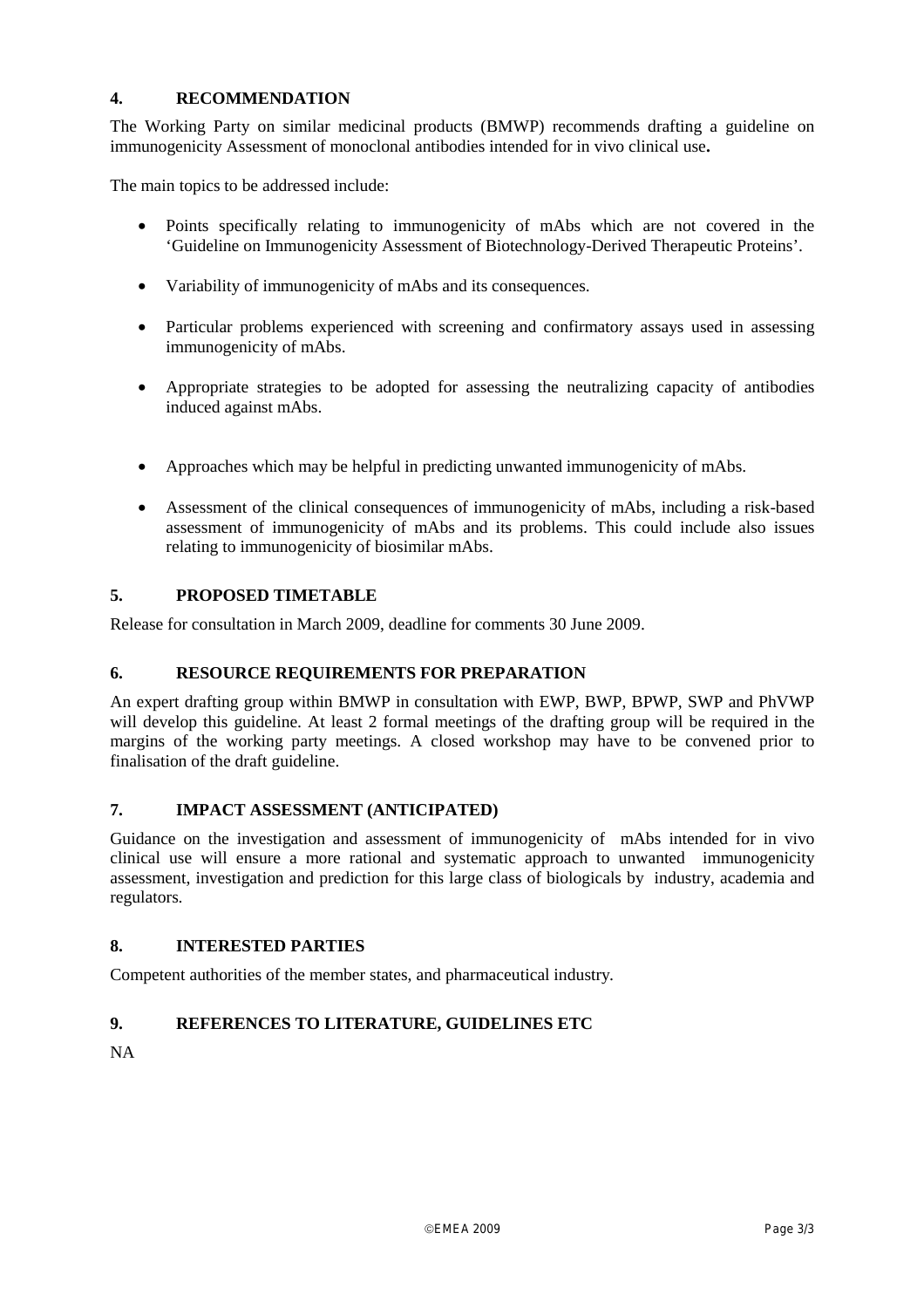## 4. RECOMMENDATION

The Working Party on similar medicinal products (BMWP) recommends drafting a guideline on immunogenicity Assessment of monoclonal antibodies intended for in vivo clinical use**.**

The main topics to be addressed include:

- Points specifically relating to immunogenicity of mAbs which are not covered in the 'Guideline on Immunogenicity Assessment of Biotechnology-Derived Therapeutic Proteins'.
- Variability of immunogenicity of mAbs and its consequences.
- Particular problems experienced with screening and confirmatory assays used in assessing immunogenicity of mAbs.
- Appropriate strategies to be adopted for assessing the neutralizing capacity of antibodies induced against mAbs.
- Approaches which may be helpful in predicting unwanted immunogenicity of mAbs.
- Assessment of the clinical consequences of immunogenicity of mAbs, including a risk-based assessment of immunogenicity of mAbs and its problems. This could include also issues relating to immunogenicity of biosimilar mAbs.

## 5. PROPOSED TIMETABLE

Release for consultation in March 2009, deadline for comments 30 June 2009.

## 6. RESOURCE REQUIREMENTS FOR PREPARATION

An expert drafting group within BMWP in consultation with EWP, BWP, BPWP, SWP and PhVWP will develop this guideline. At least 2 formal meetings of the drafting group will be required in the margins of the working party meetings. A closed workshop may have to be convened prior to finalisation of the draft guideline.

## 7. IMPACT ASSESSMENT (ANTICIPATED)

Guidance on the investigation and assessment of immunogenicity of mAbs intended for in vivo clinical use will ensure a more rational and systematic approach to unwanted immunogenicity assessment, investigation and prediction for this large class of biologicals by industry, academia and regulators.

## 8. INTERESTED PARTIES

Competent authorities of the member states, and pharmaceutical industry.

## 9. REFERENCES TO LITERATURE, GUIDELINES ETC

NA